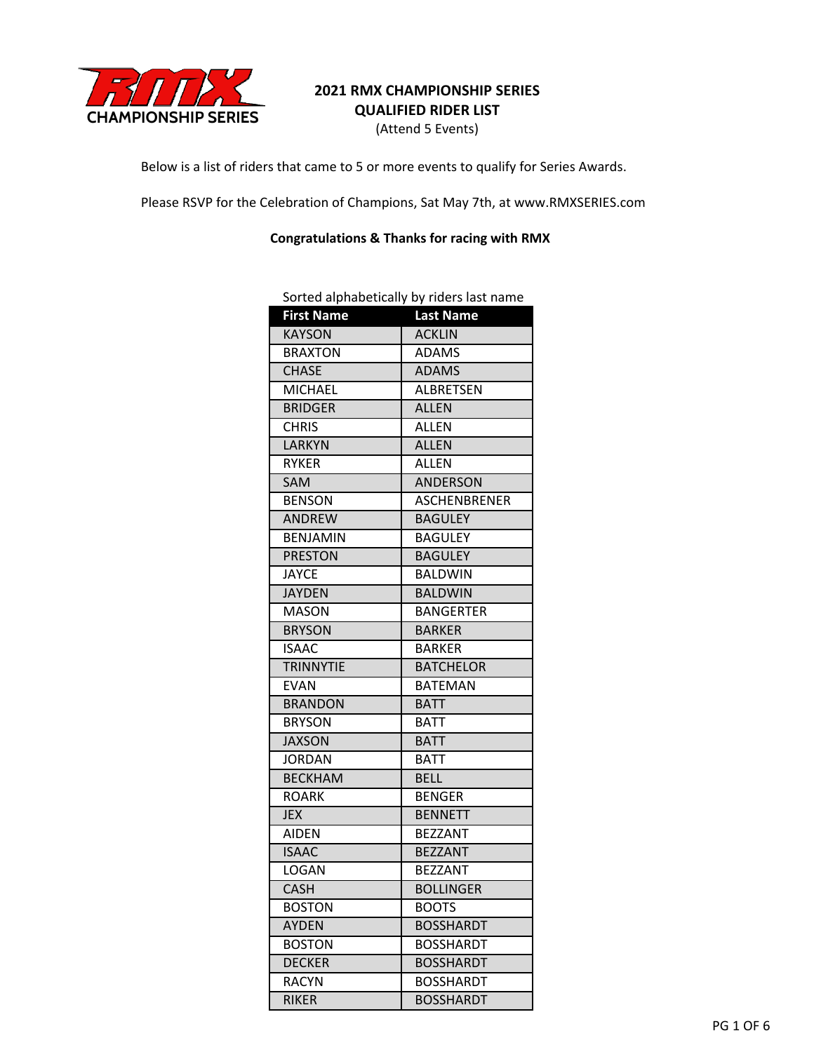# 2021 RMX CHAMPIONSHIP SERIES
## QUALIFIED RIDER LIST
(Attend 5 Events)

Below is a list of riders that came to 5 or more events to qualify for Series Awards.

Please RSVP for the Celebration of Champions, Sat May 7th, at www.RMXSERIES.com

**Congratulations & Thanks for racing with RMX**

Sorted alphabetically by riders last name

| First Name | Last Name |
|---|---|
| KAYSON | ACKLIN |
| BRAXTON | ADAMS |
| CHASE | ADAMS |
| MICHAEL | ALBRETSEN |
| BRIDGER | ALLEN |
| CHRIS | ALLEN |
| LARKYN | ALLEN |
| RYKER | ALLEN |
| SAM | ANDERSON |
| BENSON | ASCHENBRENER |
| ANDREW | BAGULEY |
| BENJAMIN | BAGULEY |
| PRESTON | BAGULEY |
| JAYCE | BALDWIN |
| JAYDEN | BALDWIN |
| MASON | BANGERTER |
| BRYSON | BARKER |
| ISAAC | BARKER |
| TRINNYTIE | BATCHELOR |
| EVAN | BATEMAN |
| BRANDON | BATT |
| BRYSON | BATT |
| JAXSON | BATT |
| JORDAN | BATT |
| BECKHAM | BELL |
| ROARK | BENGER |
| JEX | BENNETT |
| AIDEN | BEZZANT |
| ISAAC | BEZZANT |
| LOGAN | BEZZANT |
| CASH | BOLLINGER |
| BOSTON | BOOTS |
| AYDEN | BOSSHARDT |
| BOSTON | BOSSHARDT |
| DECKER | BOSSHARDT |
| RACYN | BOSSHARDT |
| RIKER | BOSSHARDT |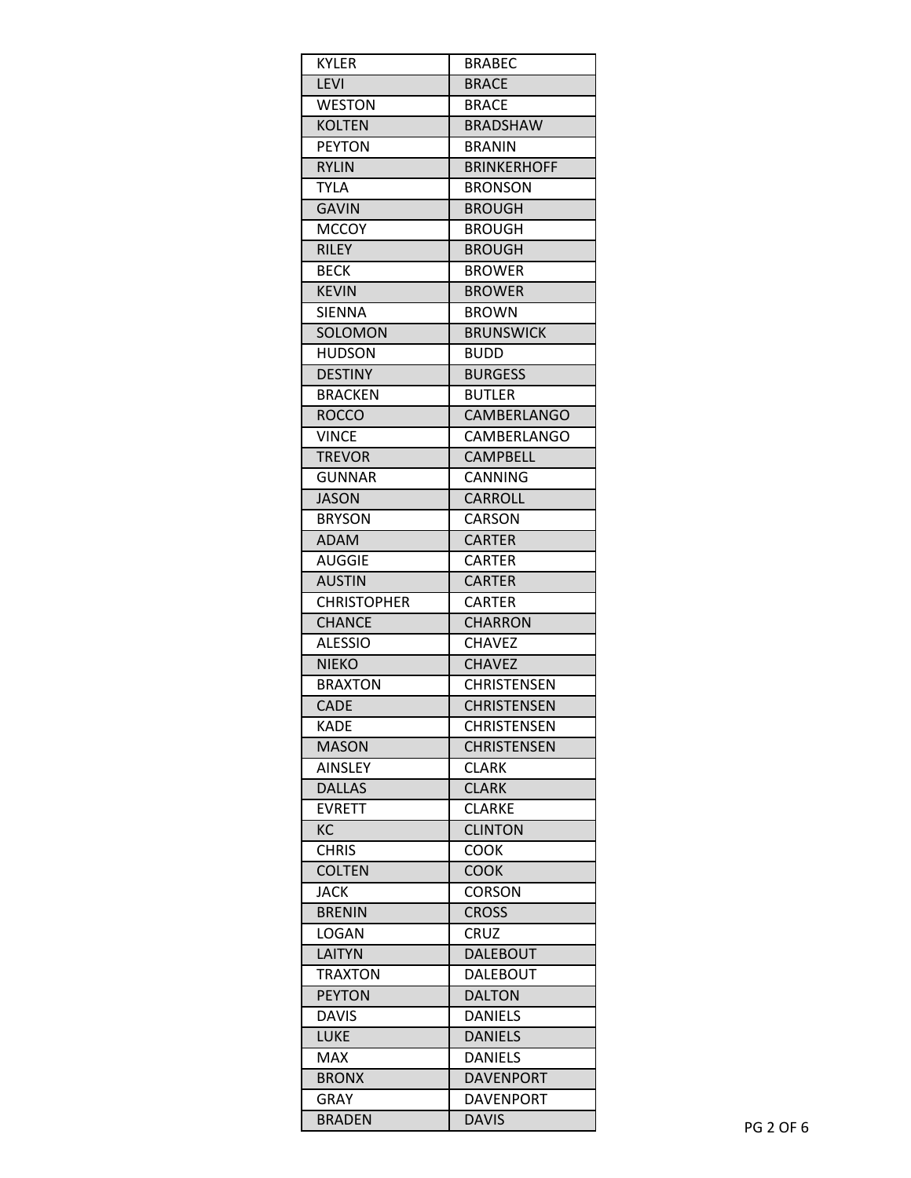| KYLER | BRABEC |
|---|---|
| LEVI | BRACE |
| WESTON | BRACE |
| KOLTEN | BRADSHAW |
| PEYTON | BRANIN |
| RYLIN | BRINKERHOFF |
| TYLA | BRONSON |
| GAVIN | BROUGH |
| MCCOY | BROUGH |
| RILEY | BROUGH |
| BECK | BROWER |
| KEVIN | BROWER |
| SIENNA | BROWN |
| SOLOMON | BRUNSWICK |
| HUDSON | BUDD |
| DESTINY | BURGESS |
| BRACKEN | BUTLER |
| ROCCO | CAMBERLANGO |
| VINCE | CAMBERLANGO |
| TREVOR | CAMPBELL |
| GUNNAR | CANNING |
| JASON | CARROLL |
| BRYSON | CARSON |
| ADAM | CARTER |
| AUGGIE | CARTER |
| AUSTIN | CARTER |
| CHRISTOPHER | CARTER |
| CHANCE | CHARRON |
| ALESSIO | CHAVEZ |
| NIEKO | CHAVEZ |
| BRAXTON | CHRISTENSEN |
| CADE | CHRISTENSEN |
| KADE | CHRISTENSEN |
| MASON | CHRISTENSEN |
| AINSLEY | CLARK |
| DALLAS | CLARK |
| EVRETT | CLARKE |
| KC | CLINTON |
| CHRIS | COOK |
| COLTEN | COOK |
| JACK | CORSON |
| BRENIN | CROSS |
| LOGAN | CRUZ |
| LAITYN | DALEBOUT |
| TRAXTON | DALEBOUT |
| PEYTON | DALTON |
| DAVIS | DANIELS |
| LUKE | DANIELS |
| MAX | DANIELS |
| BRONX | DAVENPORT |
| GRAY | DAVENPORT |
| BRADEN | DAVIS |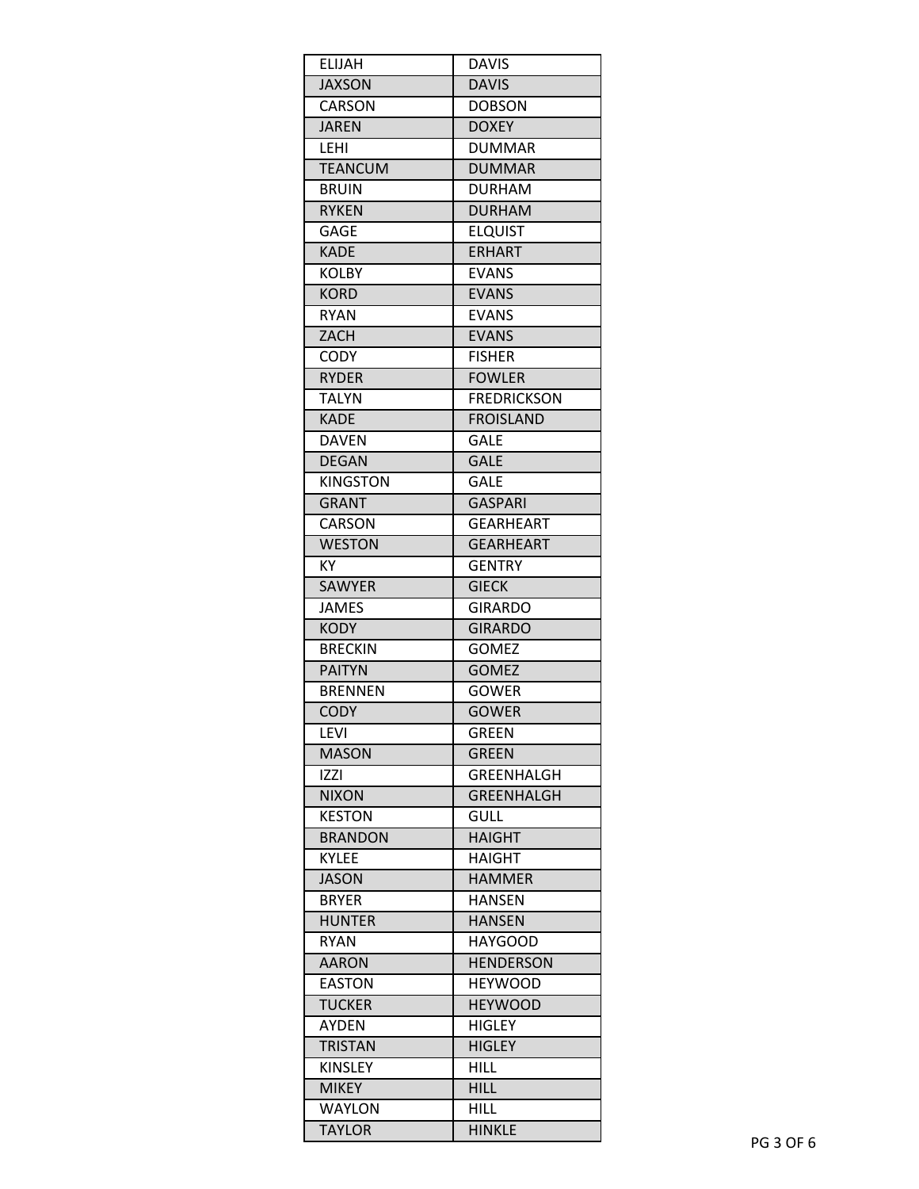| ELIJAH | DAVIS |
|---|---|
| JAXSON | DAVIS |
| CARSON | DOBSON |
| JAREN | DOXEY |
| LEHI | DUMMAR |
| TEANCUM | DUMMAR |
| BRUIN | DURHAM |
| RYKEN | DURHAM |
| GAGE | ELQUIST |
| KADE | ERHART |
| KOLBY | EVANS |
| KORD | EVANS |
| RYAN | EVANS |
| ZACH | EVANS |
| CODY | FISHER |
| RYDER | FOWLER |
| TALYN | FREDRICKSON |
| KADE | FROISLAND |
| DAVEN | GALE |
| DEGAN | GALE |
| KINGSTON | GALE |
| GRANT | GASPARI |
| CARSON | GEARHEART |
| WESTON | GEARHEART |
| KY | GENTRY |
| SAWYER | GIECK |
| JAMES | GIRARDO |
| KODY | GIRARDO |
| BRECKIN | GOMEZ |
| PAITYN | GOMEZ |
| BRENNEN | GOWER |
| CODY | GOWER |
| LEVI | GREEN |
| MASON | GREEN |
| IZZI | GREENHALGH |
| NIXON | GREENHALGH |
| KESTON | GULL |
| BRANDON | HAIGHT |
| KYLEE | HAIGHT |
| JASON | HAMMER |
| BRYER | HANSEN |
| HUNTER | HANSEN |
| RYAN | HAYGOOD |
| AARON | HENDERSON |
| EASTON | HEYWOOD |
| TUCKER | HEYWOOD |
| AYDEN | HIGLEY |
| TRISTAN | HIGLEY |
| KINSLEY | HILL |
| MIKEY | HILL |
| WAYLON | HILL |
| TAYLOR | HINKLE |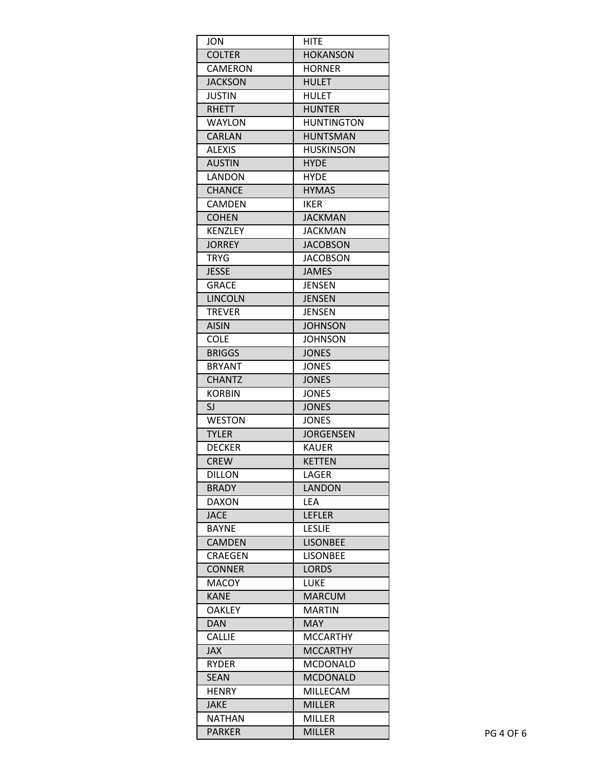| | |
|---|---|
| JON | HITE |
| COLTER | HOKANSON |
| CAMERON | HORNER |
| JACKSON | HULET |
| JUSTIN | HULET |
| RHETT | HUNTER |
| WAYLON | HUNTINGTON |
| CARLAN | HUNTSMAN |
| ALEXIS | HUSKINSON |
| AUSTIN | HYDE |
| LANDON | HYDE |
| CHANCE | HYMAS |
| CAMDEN | IKER |
| COHEN | JACKMAN |
| KENZLEY | JACKMAN |
| JORREY | JACOBSON |
| TRYG | JACOBSON |
| JESSE | JAMES |
| GRACE | JENSEN |
| LINCOLN | JENSEN |
| TREVER | JENSEN |
| AISIN | JOHNSON |
| COLE | JOHNSON |
| BRIGGS | JONES |
| BRYANT | JONES |
| CHANTZ | JONES |
| KORBIN | JONES |
| SJ | JONES |
| WESTON | JONES |
| TYLER | JORGENSEN |
| DECKER | KAUER |
| CREW | KETTEN |
| DILLON | LAGER |
| BRADY | LANDON |
| DAXON | LEA |
| JACE | LEFLER |
| BAYNE | LESLIE |
| CAMDEN | LISONBEE |
| CRAEGEN | LISONBEE |
| CONNER | LORDS |
| MACOY | LUKE |
| KANE | MARCUM |
| OAKLEY | MARTIN |
| DAN | MAY |
| CALLIE | MCCARTHY |
| JAX | MCCARTHY |
| RYDER | MCDONALD |
| SEAN | MCDONALD |
| HENRY | MILLECAM |
| JAKE | MILLER |
| NATHAN | MILLER |
| PARKER | MILLER |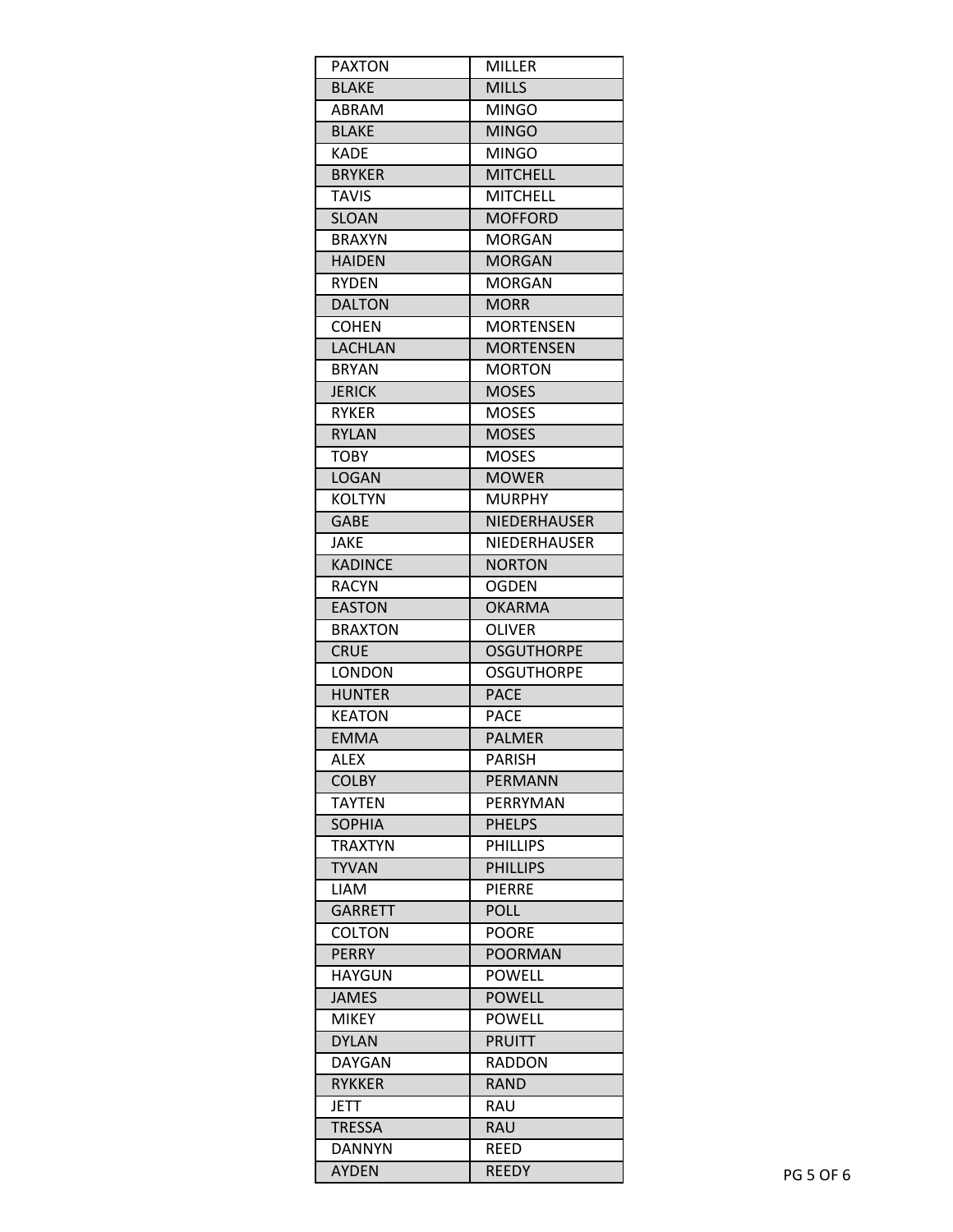| PAXTON | MILLER |
| --- | --- |
| BLAKE | MILLS |
| ABRAM | MINGO |
| BLAKE | MINGO |
| KADE | MINGO |
| BRYKER | MITCHELL |
| TAVIS | MITCHELL |
| SLOAN | MOFFORD |
| BRAXYN | MORGAN |
| HAIDEN | MORGAN |
| RYDEN | MORGAN |
| DALTON | MORR |
| COHEN | MORTENSEN |
| LACHLAN | MORTENSEN |
| BRYAN | MORTON |
| JERICK | MOSES |
| RYKER | MOSES |
| RYLAN | MOSES |
| TOBY | MOSES |
| LOGAN | MOWER |
| KOLTYN | MURPHY |
| GABE | NIEDERHAUSER |
| JAKE | NIEDERHAUSER |
| KADINCE | NORTON |
| RACYN | OGDEN |
| EASTON | OKARMA |
| BRAXTON | OLIVER |
| CRUE | OSGUTHORPE |
| LONDON | OSGUTHORPE |
| HUNTER | PACE |
| KEATON | PACE |
| EMMA | PALMER |
| ALEX | PARISH |
| COLBY | PERMANN |
| TAYTEN | PERRYMAN |
| SOPHIA | PHELPS |
| TRAXTYN | PHILLIPS |
| TYVAN | PHILLIPS |
| LIAM | PIERRE |
| GARRETT | POLL |
| COLTON | POORE |
| PERRY | POORMAN |
| HAYGUN | POWELL |
| JAMES | POWELL |
| MIKEY | POWELL |
| DYLAN | PRUITT |
| DAYGAN | RADDON |
| RYKKER | RAND |
| JETT | RAU |
| TRESSA | RAU |
| DANNYN | REED |
| AYDEN | REEDY |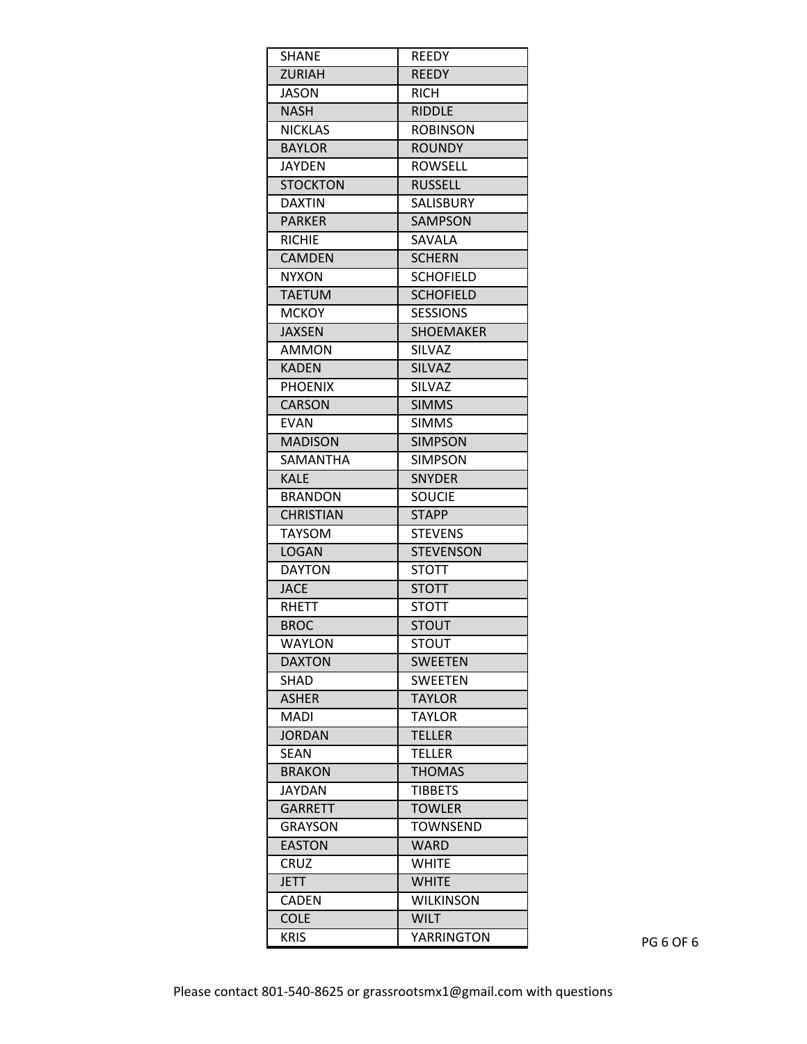| | |
|---|---|
| SHANE | REEDY |
| ZURIAH | REEDY |
| JASON | RICH |
| NASH | RIDDLE |
| NICKLAS | ROBINSON |
| BAYLOR | ROUNDY |
| JAYDEN | ROWSELL |
| STOCKTON | RUSSELL |
| DAXTIN | SALISBURY |
| PARKER | SAMPSON |
| RICHIE | SAVALA |
| CAMDEN | SCHERN |
| NYXON | SCHOFIELD |
| TAETUM | SCHOFIELD |
| MCKOY | SESSIONS |
| JAXSEN | SHOEMAKER |
| AMMON | SILVAZ |
| KADEN | SILVAZ |
| PHOENIX | SILVAZ |
| CARSON | SIMMS |
| EVAN | SIMMS |
| MADISON | SIMPSON |
| SAMANTHA | SIMPSON |
| KALE | SNYDER |
| BRANDON | SOUCIE |
| CHRISTIAN | STAPP |
| TAYSOM | STEVENS |
| LOGAN | STEVENSON |
| DAYTON | STOTT |
| JACE | STOTT |
| RHETT | STOTT |
| BROC | STOUT |
| WAYLON | STOUT |
| DAXTON | SWEETEN |
| SHAD | SWEETEN |
| ASHER | TAYLOR |
| MADI | TAYLOR |
| JORDAN | TELLER |
| SEAN | TELLER |
| BRAKON | THOMAS |
| JAYDAN | TIBBETS |
| GARRETT | TOWLER |
| GRAYSON | TOWNSEND |
| EASTON | WARD |
| CRUZ | WHITE |
| JETT | WHITE |
| CADEN | WILKINSON |
| COLE | WILT |
| KRIS | YARRINGTON |

Please contact 801-540-8625 or grassrootsmx1@gmail.com with questions